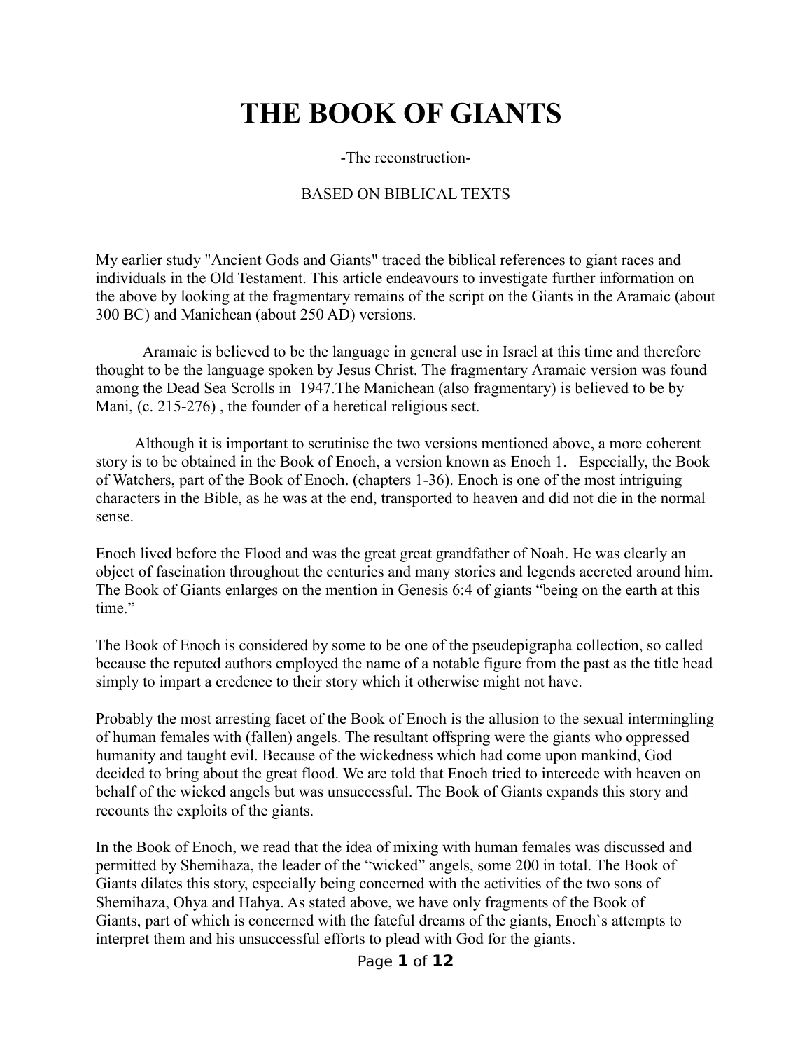# THE BOOK OF GIANTS

-The reconstruction-

BASED ON BIBLICAL TEXTS

My earlier study "Ancient Gods and Giants" traced the biblical references to giant races and individuals in the Old Testament. This article endeavours to investigate further information on the above by looking at the fragmentary remains of the script on the Giants in the Aramaic (about 300 BC) and Manichean (about 250 AD) versions.

Aramaic is believed to be the language in general use in Israel at this time and therefore thought to be the language spoken by Jesus Christ. The fragmentary Aramaic version was found among the Dead Sea Scrolls in 1947.The Manichean (also fragmentary) is believed to be by Mani, (c. 215-276) , the founder of a heretical religious sect.

Although it is important to scrutinise the two versions mentioned above, a more coherent story is to be obtained in the Book of Enoch, a version known as Enoch 1. Especially, the Book of Watchers, part of the Book of Enoch. (chapters 1-36). Enoch is one of the most intriguing characters in the Bible, as he was at the end, transported to heaven and did not die in the normal sense.

Enoch lived before the Flood and was the great great grandfather of Noah. He was clearly an object of fascination throughout the centuries and many stories and legends accreted around him. The Book of Giants enlarges on the mention in Genesis 6:4 of giants "being on the earth at this time."

The Book of Enoch is considered by some to be one of the pseudepigrapha collection, so called because the reputed authors employed the name of a notable figure from the past as the title head simply to impart a credence to their story which it otherwise might not have.

Probably the most arresting facet of the Book of Enoch is the allusion to the sexual intermingling of human females with (fallen) angels. The resultant offspring were the giants who oppressed humanity and taught evil. Because of the wickedness which had come upon mankind, God decided to bring about the great flood. We are told that Enoch tried to intercede with heaven on behalf of the wicked angels but was unsuccessful. The Book of Giants expands this story and recounts the exploits of the giants.

In the Book of Enoch, we read that the idea of mixing with human females was discussed and permitted by Shemihaza, the leader of the "wicked" angels, some 200 in total. The Book of Giants dilates this story, especially being concerned with the activities of the two sons of Shemihaza, Ohya and Hahya. As stated above, we have only fragments of the Book of Giants, part of which is concerned with the fateful dreams of the giants, Enoch`s attempts to interpret them and his unsuccessful efforts to plead with God for the giants.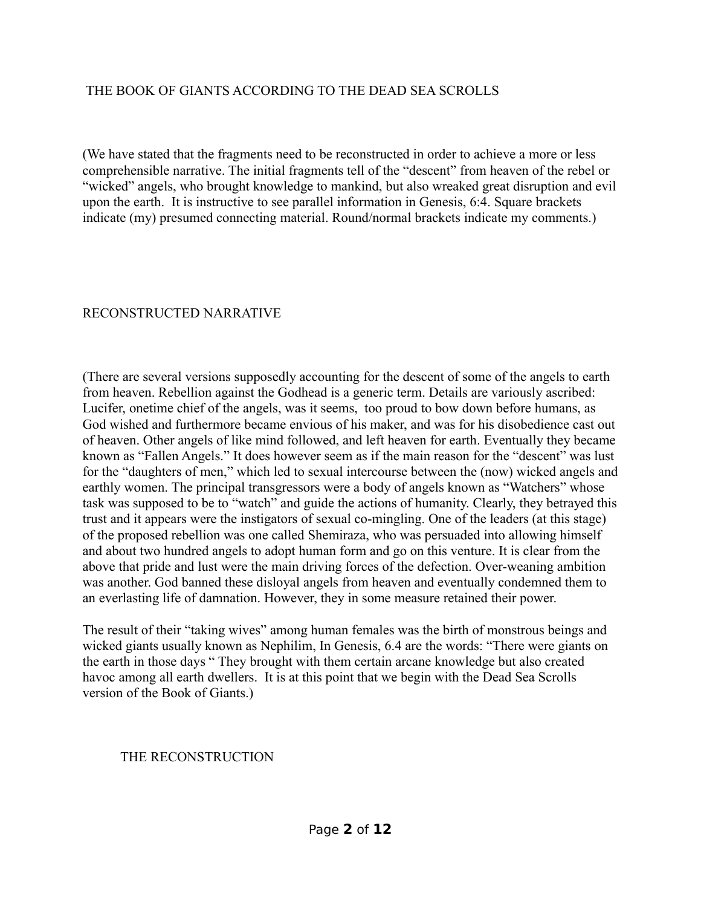## THE BOOK OF GIANTS ACCORDING TO THE DEAD SEA SCROLLS

(We have stated that the fragments need to be reconstructed in order to achieve a more or less comprehensible narrative. The initial fragments tell of the "descent" from heaven of the rebel or "wicked" angels, who brought knowledge to mankind, but also wreaked great disruption and evil upon the earth. It is instructive to see parallel information in Genesis, 6:4. Square brackets indicate (my) presumed connecting material. Round/normal brackets indicate my comments.)

## RECONSTRUCTED NARRATIVE

(There are several versions supposedly accounting for the descent of some of the angels to earth from heaven. Rebellion against the Godhead is a generic term. Details are variously ascribed: Lucifer, onetime chief of the angels, was it seems, too proud to bow down before humans, as God wished and furthermore became envious of his maker, and was for his disobedience cast out of heaven. Other angels of like mind followed, and left heaven for earth. Eventually they became known as "Fallen Angels." It does however seem as if the main reason for the "descent" was lust for the "daughters of men," which led to sexual intercourse between the (now) wicked angels and earthly women. The principal transgressors were a body of angels known as "Watchers" whose task was supposed to be to "watch" and guide the actions of humanity. Clearly, they betrayed this trust and it appears were the instigators of sexual co-mingling. One of the leaders (at this stage) of the proposed rebellion was one called Shemiraza, who was persuaded into allowing himself and about two hundred angels to adopt human form and go on this venture. It is clear from the above that pride and lust were the main driving forces of the defection. Over-weaning ambition was another. God banned these disloyal angels from heaven and eventually condemned them to an everlasting life of damnation. However, they in some measure retained their power.

The result of their "taking wives" among human females was the birth of monstrous beings and wicked giants usually known as Nephilim, In Genesis, 6.4 are the words: "There were giants on the earth in those days " They brought with them certain arcane knowledge but also created havoc among all earth dwellers. It is at this point that we begin with the Dead Sea Scrolls version of the Book of Giants.)

### THE RECONSTRUCTION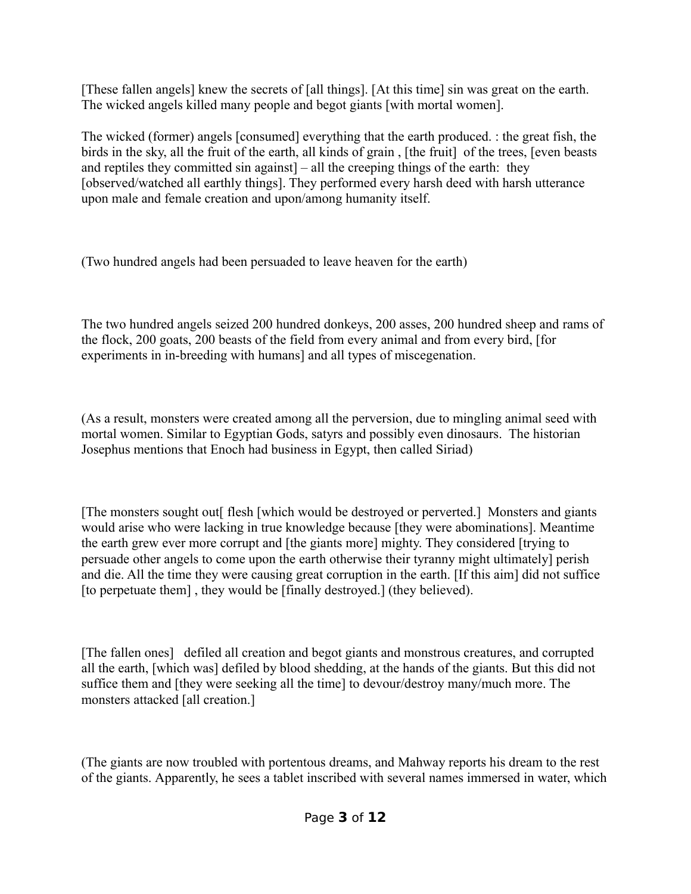[These fallen angels] knew the secrets of [all things]. [At this time] sin was great on the earth. The wicked angels killed many people and begot giants [with mortal women].

The wicked (former) angels [consumed] everything that the earth produced. : the great fish, the birds in the sky, all the fruit of the earth, all kinds of grain , [the fruit] of the trees, [even beasts and reptiles they committed sin against] – all the creeping things of the earth: they [observed/watched all earthly things]. They performed every harsh deed with harsh utterance upon male and female creation and upon/among humanity itself.

(Two hundred angels had been persuaded to leave heaven for the earth)

The two hundred angels seized 200 hundred donkeys, 200 asses, 200 hundred sheep and rams of the flock, 200 goats, 200 beasts of the field from every animal and from every bird, [for experiments in in-breeding with humans] and all types of miscegenation.

(As a result, monsters were created among all the perversion, due to mingling animal seed with mortal women. Similar to Egyptian Gods, satyrs and possibly even dinosaurs. The historian Josephus mentions that Enoch had business in Egypt, then called Siriad)

[The monsters sought out[ flesh [which would be destroyed or perverted.] Monsters and giants would arise who were lacking in true knowledge because [they were abominations]. Meantime the earth grew ever more corrupt and [the giants more] mighty. They considered [trying to persuade other angels to come upon the earth otherwise their tyranny might ultimately] perish and die. All the time they were causing great corruption in the earth. [If this aim] did not suffice [to perpetuate them] , they would be [finally destroyed.] (they believed).

[The fallen ones] defiled all creation and begot giants and monstrous creatures, and corrupted all the earth, [which was] defiled by blood shedding, at the hands of the giants. But this did not suffice them and [they were seeking all the time] to devour/destroy many/much more. The monsters attacked [all creation.]

(The giants are now troubled with portentous dreams, and Mahway reports his dream to the rest of the giants. Apparently, he sees a tablet inscribed with several names immersed in water, which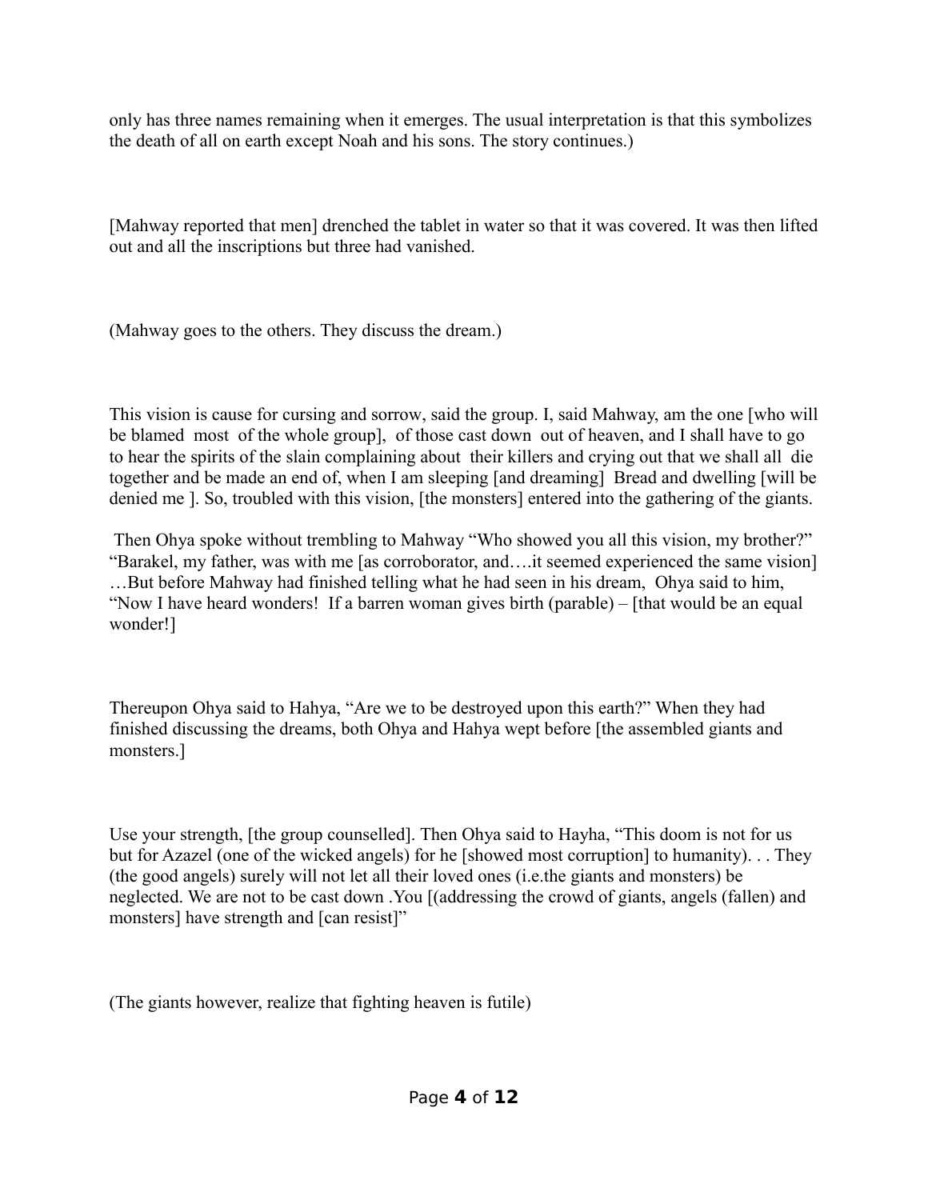only has three names remaining when it emerges. The usual interpretation is that this symbolizes the death of all on earth except Noah and his sons. The story continues.)

[Mahway reported that men] drenched the tablet in water so that it was covered. It was then lifted out and all the inscriptions but three had vanished.

(Mahway goes to the others. They discuss the dream.)

This vision is cause for cursing and sorrow, said the group. I, said Mahway, am the one [who will be blamed most of the whole group], of those cast down out of heaven, and I shall have to go to hear the spirits of the slain complaining about their killers and crying out that we shall all die together and be made an end of, when I am sleeping [and dreaming] Bread and dwelling [will be denied me ]. So, troubled with this vision, [the monsters] entered into the gathering of the giants.

Then Ohya spoke without trembling to Mahway "Who showed you all this vision, my brother?" "Barakel, my father, was with me [as corroborator, and….it seemed experienced the same vision] …But before Mahway had finished telling what he had seen in his dream, Ohya said to him, "Now I have heard wonders! If a barren woman gives birth (parable) – [that would be an equal wonder!]

Thereupon Ohya said to Hahya, "Are we to be destroyed upon this earth?" When they had finished discussing the dreams, both Ohya and Hahya wept before [the assembled giants and monsters.]

Use your strength, [the group counselled]. Then Ohya said to Hayha, "This doom is not for us but for Azazel (one of the wicked angels) for he [showed most corruption] to humanity). . . They (the good angels) surely will not let all their loved ones (i.e.the giants and monsters) be neglected. We are not to be cast down .You [(addressing the crowd of giants, angels (fallen) and monsters] have strength and [can resist]"

(The giants however, realize that fighting heaven is futile)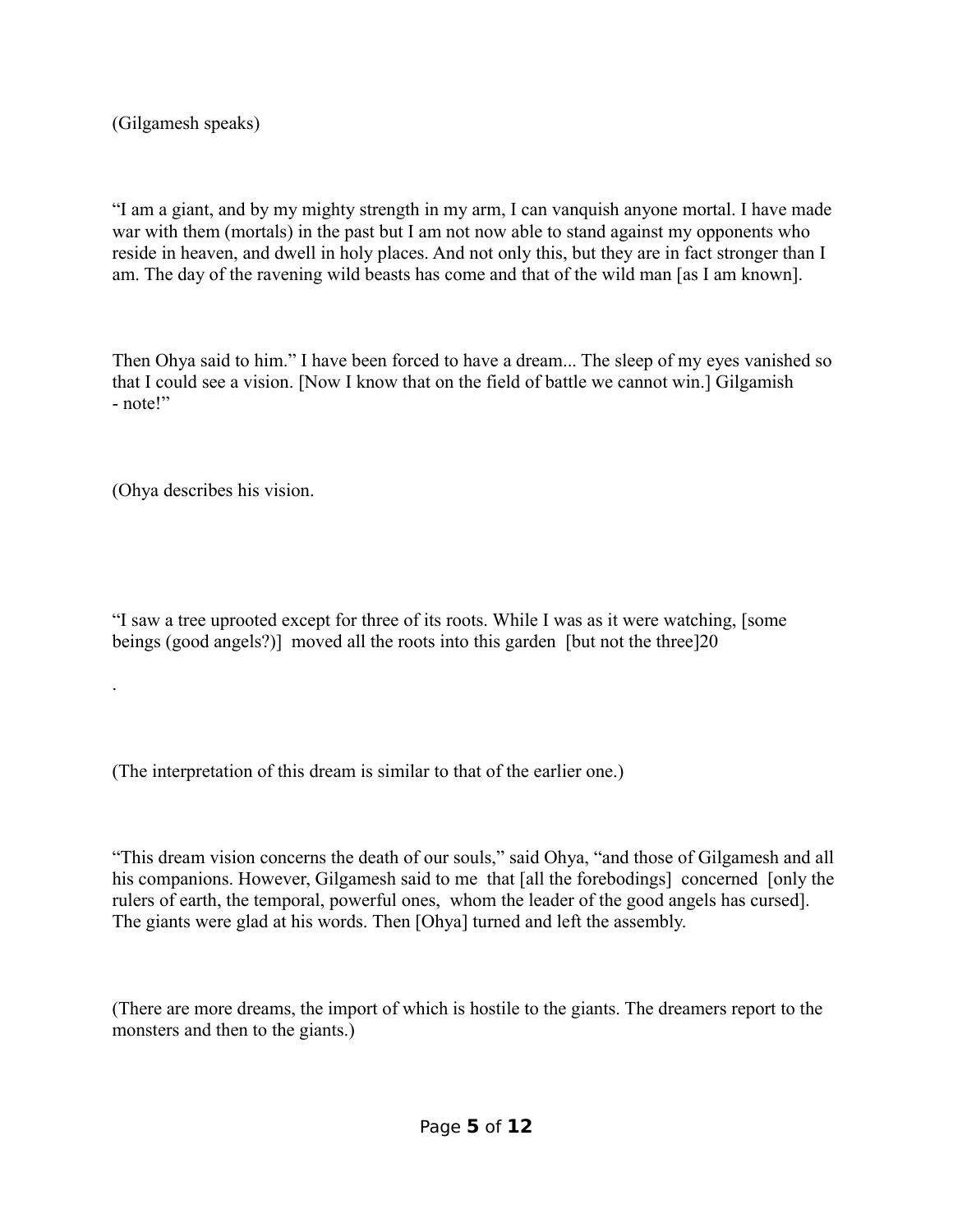(Gilgamesh speaks)

“I am a giant, and by my mighty strength in my arm, I can vanquish anyone mortal. I have made war with them (mortals) in the past but I am not now able to stand against my opponents who reside in heaven, and dwell in holy places. And not only this, but they are in fact stronger than I am. The day of the ravening wild beasts has come and that of the wild man [as I am known].

Then Ohya said to him.” I have been forced to have a dream... The sleep of my eyes vanished so that I could see a vision. [Now I know that on the field of battle we cannot win.] Gilgamish - note!”

(Ohya describes his vision.

“I saw a tree uprooted except for three of its roots. While I was as it were watching, [some beings (good angels?)] moved all the roots into this garden [but not the three]20

.

(The interpretation of this dream is similar to that of the earlier one.)

“This dream vision concerns the death of our souls,” said Ohya, “and those of Gilgamesh and all his companions. However, Gilgamesh said to me that [all the forebodings] concerned [only the rulers of earth, the temporal, powerful ones, whom the leader of the good angels has cursed]. The giants were glad at his words. Then [Ohya] turned and left the assembly.

(There are more dreams, the import of which is hostile to the giants. The dreamers report to the monsters and then to the giants.)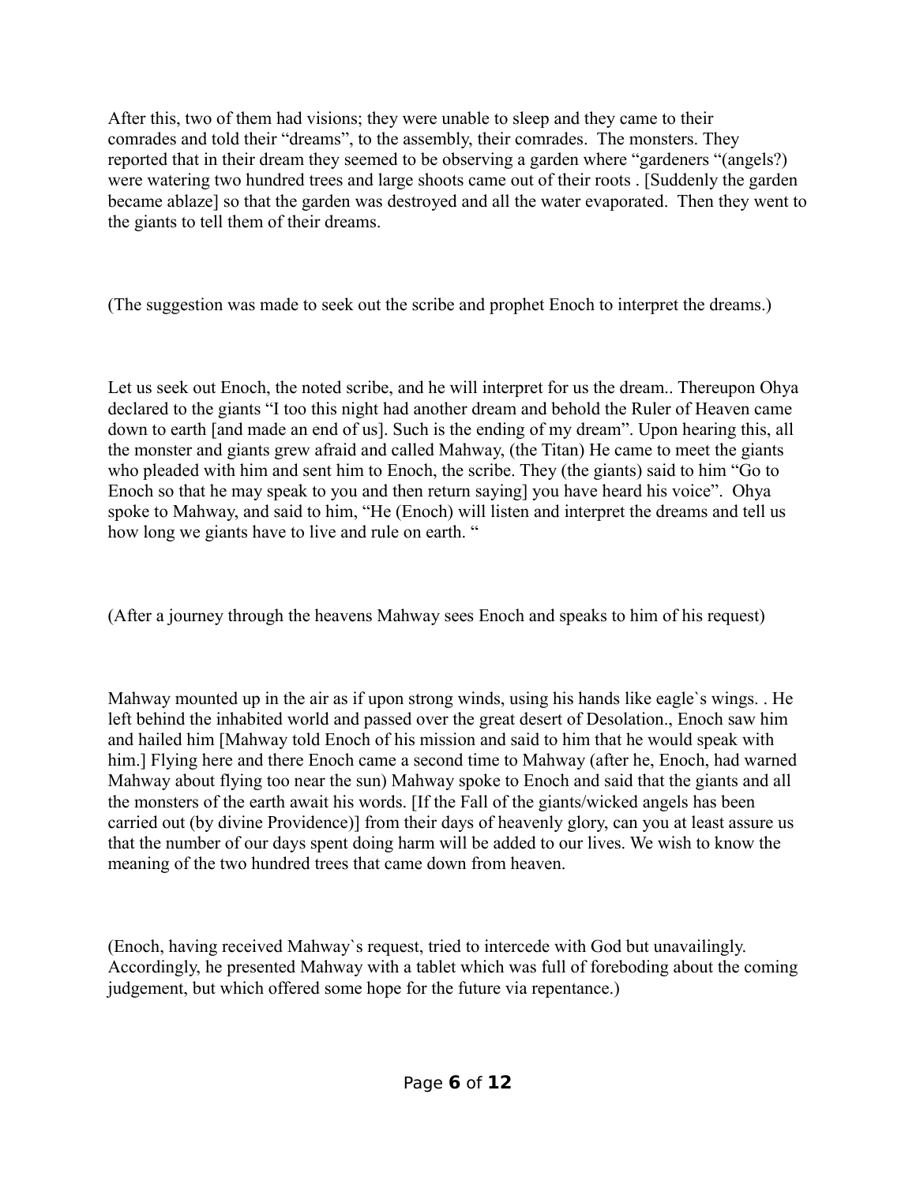After this, two of them had visions; they were unable to sleep and they came to their comrades and told their “dreams”, to the assembly, their comrades. The monsters. They reported that in their dream they seemed to be observing a garden where “gardeners “(angels?) were watering two hundred trees and large shoots came out of their roots . [Suddenly the garden became ablaze] so that the garden was destroyed and all the water evaporated. Then they went to the giants to tell them of their dreams.

(The suggestion was made to seek out the scribe and prophet Enoch to interpret the dreams.)

Let us seek out Enoch, the noted scribe, and he will interpret for us the dream.. Thereupon Ohya declared to the giants “I too this night had another dream and behold the Ruler of Heaven came down to earth [and made an end of us]. Such is the ending of my dream”. Upon hearing this, all the monster and giants grew afraid and called Mahway, (the Titan) He came to meet the giants who pleaded with him and sent him to Enoch, the scribe. They (the giants) said to him “Go to Enoch so that he may speak to you and then return saying] you have heard his voice”. Ohya spoke to Mahway, and said to him, “He (Enoch) will listen and interpret the dreams and tell us how long we giants have to live and rule on earth. “

(After a journey through the heavens Mahway sees Enoch and speaks to him of his request)

Mahway mounted up in the air as if upon strong winds, using his hands like eagle`s wings. . He left behind the inhabited world and passed over the great desert of Desolation., Enoch saw him and hailed him [Mahway told Enoch of his mission and said to him that he would speak with him.] Flying here and there Enoch came a second time to Mahway (after he, Enoch, had warned Mahway about flying too near the sun) Mahway spoke to Enoch and said that the giants and all the monsters of the earth await his words. [If the Fall of the giants/wicked angels has been carried out (by divine Providence)] from their days of heavenly glory, can you at least assure us that the number of our days spent doing harm will be added to our lives. We wish to know the meaning of the two hundred trees that came down from heaven.

(Enoch, having received Mahway`s request, tried to intercede with God but unavailingly. Accordingly, he presented Mahway with a tablet which was full of foreboding about the coming judgement, but which offered some hope for the future via repentance.)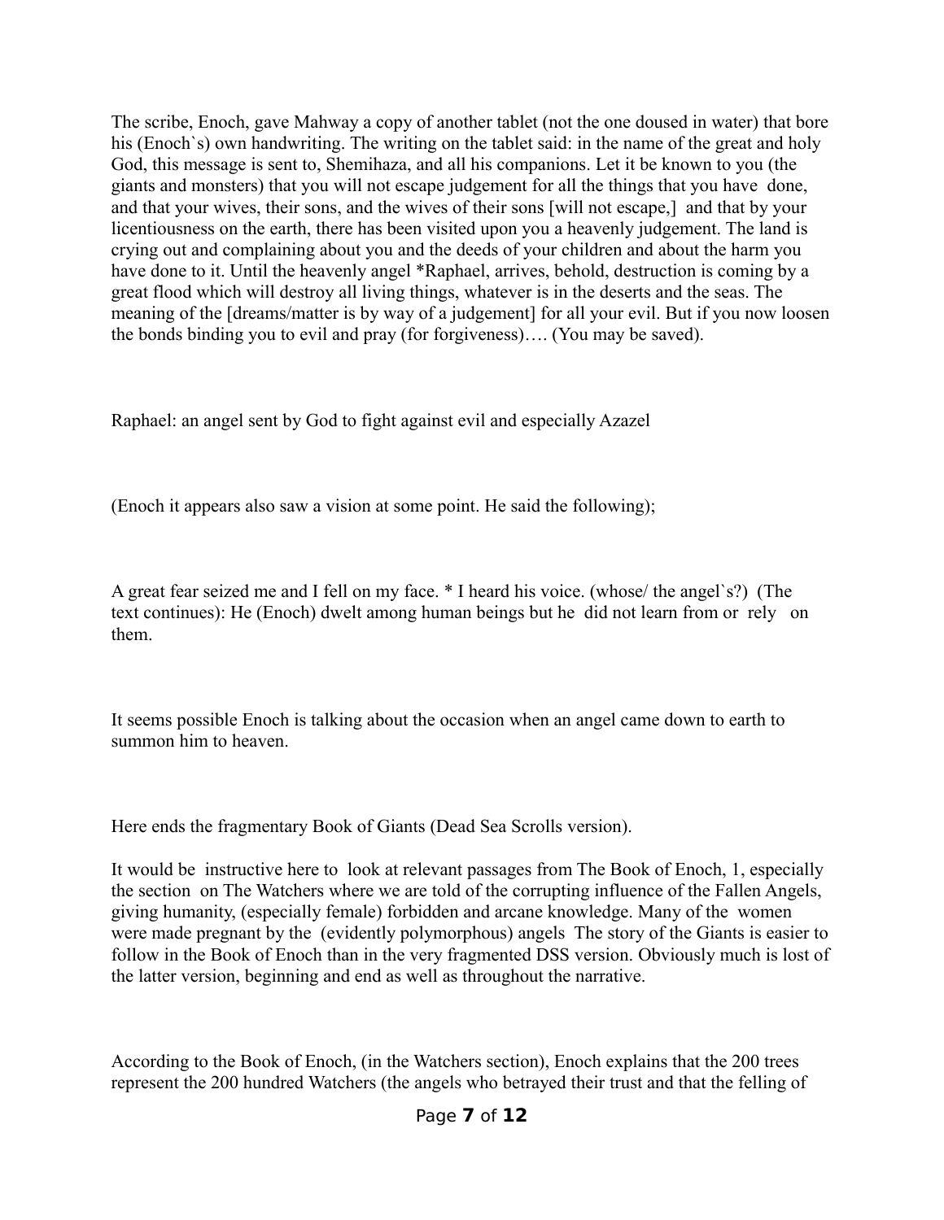The scribe, Enoch, gave Mahway a copy of another tablet (not the one doused in water) that bore his (Enoch`s) own handwriting. The writing on the tablet said: in the name of the great and holy God, this message is sent to, Shemihaza, and all his companions. Let it be known to you (the giants and monsters) that you will not escape judgement for all the things that you have done, and that your wives, their sons, and the wives of their sons [will not escape,] and that by your licentiousness on the earth, there has been visited upon you a heavenly judgement. The land is crying out and complaining about you and the deeds of your children and about the harm you have done to it. Until the heavenly angel *Raphael, arrives, behold, destruction is coming by a great flood which will destroy all living things, whatever is in the deserts and the seas. The meaning of the [dreams/matter is by way of a judgement] for all your evil. But if you now loosen the bonds binding you to evil and pray (for forgiveness)…. (You may be saved).

Raphael: an angel sent by God to fight against evil and especially Azazel

(Enoch it appears also saw a vision at some point. He said the following);

A great fear seized me and I fell on my face. * I heard his voice. (whose/ the angel`s?) (The text continues): He (Enoch) dwelt among human beings but he did not learn from or rely on them.

It seems possible Enoch is talking about the occasion when an angel came down to earth to summon him to heaven.

Here ends the fragmentary Book of Giants (Dead Sea Scrolls version).

It would be instructive here to look at relevant passages from The Book of Enoch, 1, especially the section on The Watchers where we are told of the corrupting influence of the Fallen Angels, giving humanity, (especially female) forbidden and arcane knowledge. Many of the women were made pregnant by the (evidently polymorphous) angels The story of the Giants is easier to follow in the Book of Enoch than in the very fragmented DSS version. Obviously much is lost of the latter version, beginning and end as well as throughout the narrative.

According to the Book of Enoch, (in the Watchers section), Enoch explains that the 200 trees represent the 200 hundred Watchers (the angels who betrayed their trust and that the felling of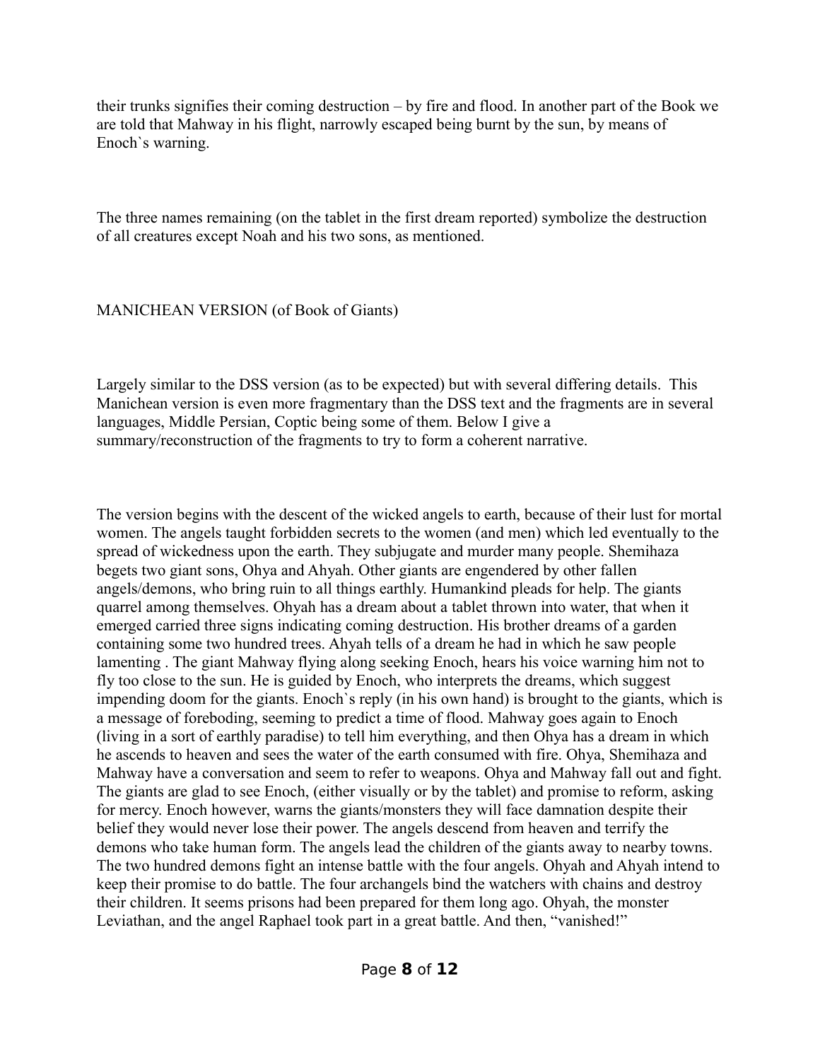their trunks signifies their coming destruction – by fire and flood. In another part of the Book we are told that Mahway in his flight, narrowly escaped being burnt by the sun, by means of Enoch`s warning.

The three names remaining (on the tablet in the first dream reported) symbolize the destruction of all creatures except Noah and his two sons, as mentioned.

MANICHEAN VERSION (of Book of Giants)

Largely similar to the DSS version (as to be expected) but with several differing details. This Manichean version is even more fragmentary than the DSS text and the fragments are in several languages, Middle Persian, Coptic being some of them. Below I give a summary/reconstruction of the fragments to try to form a coherent narrative.

The version begins with the descent of the wicked angels to earth, because of their lust for mortal women. The angels taught forbidden secrets to the women (and men) which led eventually to the spread of wickedness upon the earth. They subjugate and murder many people. Shemihaza begets two giant sons, Ohya and Ahyah. Other giants are engendered by other fallen angels/demons, who bring ruin to all things earthly. Humankind pleads for help. The giants quarrel among themselves. Ohyah has a dream about a tablet thrown into water, that when it emerged carried three signs indicating coming destruction. His brother dreams of a garden containing some two hundred trees. Ahyah tells of a dream he had in which he saw people lamenting . The giant Mahway flying along seeking Enoch, hears his voice warning him not to fly too close to the sun. He is guided by Enoch, who interprets the dreams, which suggest impending doom for the giants. Enoch`s reply (in his own hand) is brought to the giants, which is a message of foreboding, seeming to predict a time of flood. Mahway goes again to Enoch (living in a sort of earthly paradise) to tell him everything, and then Ohya has a dream in which he ascends to heaven and sees the water of the earth consumed with fire. Ohya, Shemihaza and Mahway have a conversation and seem to refer to weapons. Ohya and Mahway fall out and fight. The giants are glad to see Enoch, (either visually or by the tablet) and promise to reform, asking for mercy. Enoch however, warns the giants/monsters they will face damnation despite their belief they would never lose their power. The angels descend from heaven and terrify the demons who take human form. The angels lead the children of the giants away to nearby towns. The two hundred demons fight an intense battle with the four angels. Ohyah and Ahyah intend to keep their promise to do battle. The four archangels bind the watchers with chains and destroy their children. It seems prisons had been prepared for them long ago. Ohyah, the monster Leviathan, and the angel Raphael took part in a great battle. And then, "vanished!"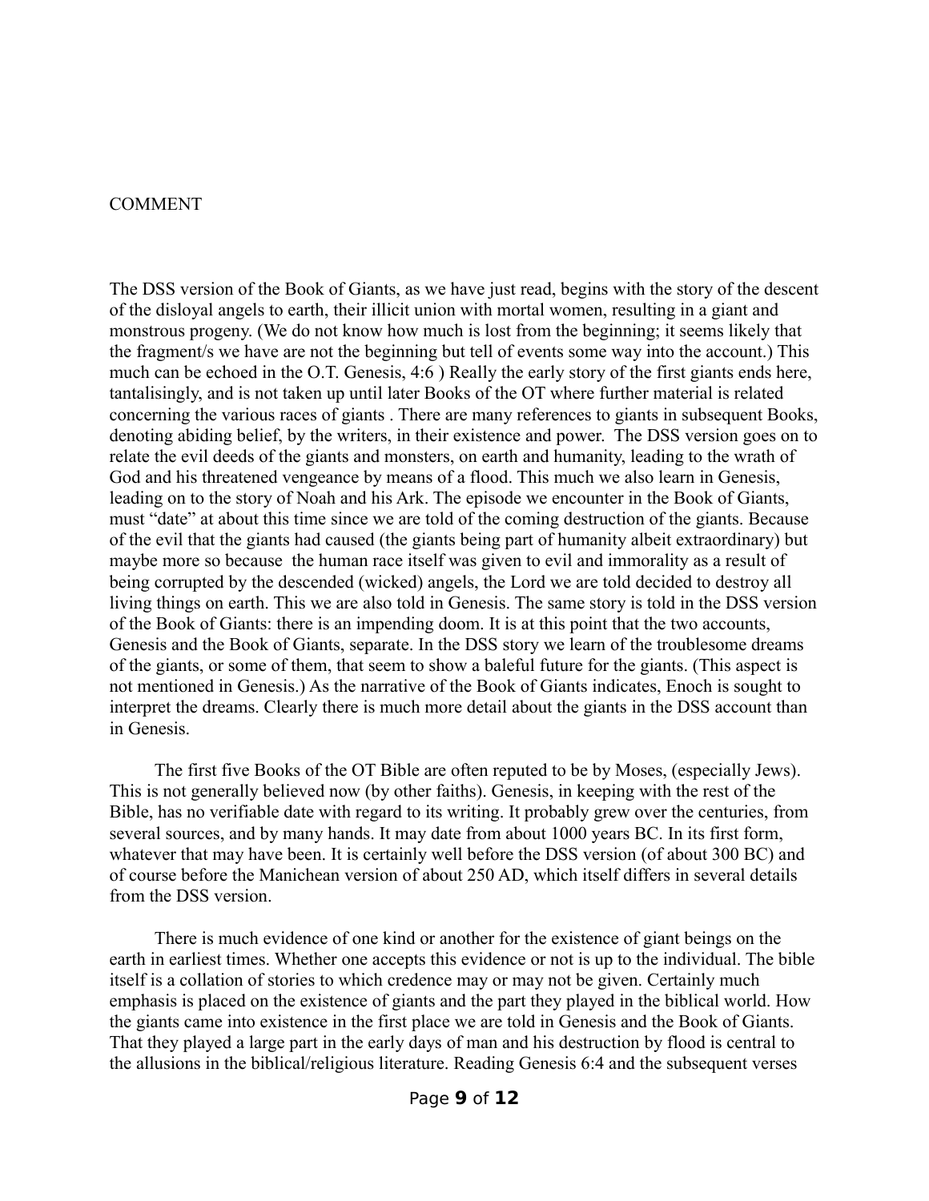COMMENT

The DSS version of the Book of Giants, as we have just read, begins with the story of the descent of the disloyal angels to earth, their illicit union with mortal women, resulting in a giant and monstrous progeny. (We do not know how much is lost from the beginning; it seems likely that the fragment/s we have are not the beginning but tell of events some way into the account.) This much can be echoed in the O.T. Genesis, 4:6 ) Really the early story of the first giants ends here, tantalisingly, and is not taken up until later Books of the OT where further material is related concerning the various races of giants . There are many references to giants in subsequent Books, denoting abiding belief, by the writers, in their existence and power. The DSS version goes on to relate the evil deeds of the giants and monsters, on earth and humanity, leading to the wrath of God and his threatened vengeance by means of a flood. This much we also learn in Genesis, leading on to the story of Noah and his Ark. The episode we encounter in the Book of Giants, must "date" at about this time since we are told of the coming destruction of the giants. Because of the evil that the giants had caused (the giants being part of humanity albeit extraordinary) but maybe more so because the human race itself was given to evil and immorality as a result of being corrupted by the descended (wicked) angels, the Lord we are told decided to destroy all living things on earth. This we are also told in Genesis. The same story is told in the DSS version of the Book of Giants: there is an impending doom. It is at this point that the two accounts, Genesis and the Book of Giants, separate. In the DSS story we learn of the troublesome dreams of the giants, or some of them, that seem to show a baleful future for the giants. (This aspect is not mentioned in Genesis.) As the narrative of the Book of Giants indicates, Enoch is sought to interpret the dreams. Clearly there is much more detail about the giants in the DSS account than in Genesis.

The first five Books of the OT Bible are often reputed to be by Moses, (especially Jews). This is not generally believed now (by other faiths). Genesis, in keeping with the rest of the Bible, has no verifiable date with regard to its writing. It probably grew over the centuries, from several sources, and by many hands. It may date from about 1000 years BC. In its first form, whatever that may have been. It is certainly well before the DSS version (of about 300 BC) and of course before the Manichean version of about 250 AD, which itself differs in several details from the DSS version.

There is much evidence of one kind or another for the existence of giant beings on the earth in earliest times. Whether one accepts this evidence or not is up to the individual. The bible itself is a collation of stories to which credence may or may not be given. Certainly much emphasis is placed on the existence of giants and the part they played in the biblical world. How the giants came into existence in the first place we are told in Genesis and the Book of Giants. That they played a large part in the early days of man and his destruction by flood is central to the allusions in the biblical/religious literature. Reading Genesis 6:4 and the subsequent verses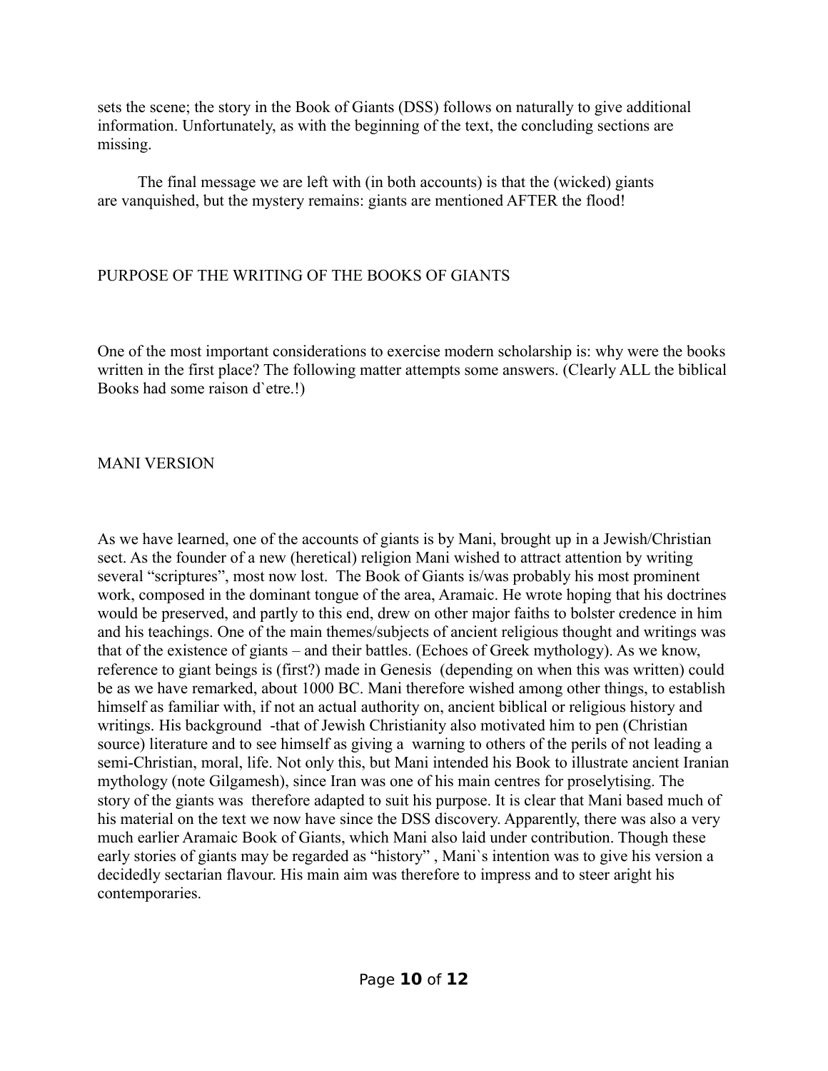sets the scene; the story in the Book of Giants (DSS) follows on naturally to give additional information. Unfortunately, as with the beginning of the text, the concluding sections are missing.

The final message we are left with (in both accounts) is that the (wicked) giants are vanquished, but the mystery remains: giants are mentioned AFTER the flood!

## PURPOSE OF THE WRITING OF THE BOOKS OF GIANTS

One of the most important considerations to exercise modern scholarship is: why were the books written in the first place? The following matter attempts some answers. (Clearly ALL the biblical Books had some raison d`etre.!)

## MANI VERSION

As we have learned, one of the accounts of giants is by Mani, brought up in a Jewish/Christian sect. As the founder of a new (heretical) religion Mani wished to attract attention by writing several "scriptures", most now lost. The Book of Giants is/was probably his most prominent work, composed in the dominant tongue of the area, Aramaic. He wrote hoping that his doctrines would be preserved, and partly to this end, drew on other major faiths to bolster credence in him and his teachings. One of the main themes/subjects of ancient religious thought and writings was that of the existence of giants – and their battles. (Echoes of Greek mythology). As we know, reference to giant beings is (first?) made in Genesis (depending on when this was written) could be as we have remarked, about 1000 BC. Mani therefore wished among other things, to establish himself as familiar with, if not an actual authority on, ancient biblical or religious history and writings. His background -that of Jewish Christianity also motivated him to pen (Christian source) literature and to see himself as giving a warning to others of the perils of not leading a semi-Christian, moral, life. Not only this, but Mani intended his Book to illustrate ancient Iranian mythology (note Gilgamesh), since Iran was one of his main centres for proselytising. The story of the giants was therefore adapted to suit his purpose. It is clear that Mani based much of his material on the text we now have since the DSS discovery. Apparently, there was also a very much earlier Aramaic Book of Giants, which Mani also laid under contribution. Though these early stories of giants may be regarded as "history" , Mani`s intention was to give his version a decidedly sectarian flavour. His main aim was therefore to impress and to steer aright his contemporaries.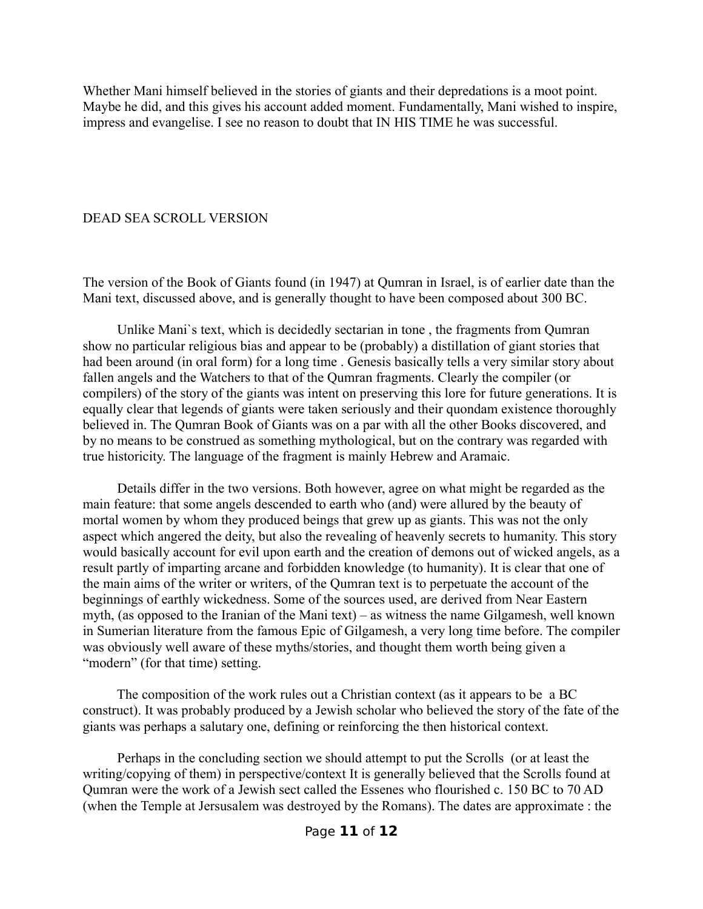Whether Mani himself believed in the stories of giants and their depredations is a moot point. Maybe he did, and this gives his account added moment. Fundamentally, Mani wished to inspire, impress and evangelise. I see no reason to doubt that IN HIS TIME he was successful.

## DEAD SEA SCROLL VERSION

The version of the Book of Giants found (in 1947) at Qumran in Israel, is of earlier date than the Mani text, discussed above, and is generally thought to have been composed about 300 BC.

Unlike Mani`s text, which is decidedly sectarian in tone , the fragments from Qumran show no particular religious bias and appear to be (probably) a distillation of giant stories that had been around (in oral form) for a long time . Genesis basically tells a very similar story about fallen angels and the Watchers to that of the Qumran fragments. Clearly the compiler (or compilers) of the story of the giants was intent on preserving this lore for future generations. It is equally clear that legends of giants were taken seriously and their quondam existence thoroughly believed in. The Qumran Book of Giants was on a par with all the other Books discovered, and by no means to be construed as something mythological, but on the contrary was regarded with true historicity. The language of the fragment is mainly Hebrew and Aramaic.

Details differ in the two versions. Both however, agree on what might be regarded as the main feature: that some angels descended to earth who (and) were allured by the beauty of mortal women by whom they produced beings that grew up as giants. This was not the only aspect which angered the deity, but also the revealing of heavenly secrets to humanity. This story would basically account for evil upon earth and the creation of demons out of wicked angels, as a result partly of imparting arcane and forbidden knowledge (to humanity). It is clear that one of the main aims of the writer or writers, of the Qumran text is to perpetuate the account of the beginnings of earthly wickedness. Some of the sources used, are derived from Near Eastern myth, (as opposed to the Iranian of the Mani text) – as witness the name Gilgamesh, well known in Sumerian literature from the famous Epic of Gilgamesh, a very long time before. The compiler was obviously well aware of these myths/stories, and thought them worth being given a "modern" (for that time) setting.

The composition of the work rules out a Christian context (as it appears to be a BC construct). It was probably produced by a Jewish scholar who believed the story of the fate of the giants was perhaps a salutary one, defining or reinforcing the then historical context.

Perhaps in the concluding section we should attempt to put the Scrolls (or at least the writing/copying of them) in perspective/context It is generally believed that the Scrolls found at Qumran were the work of a Jewish sect called the Essenes who flourished c. 150 BC to 70 AD (when the Temple at Jersusalem was destroyed by the Romans). The dates are approximate : the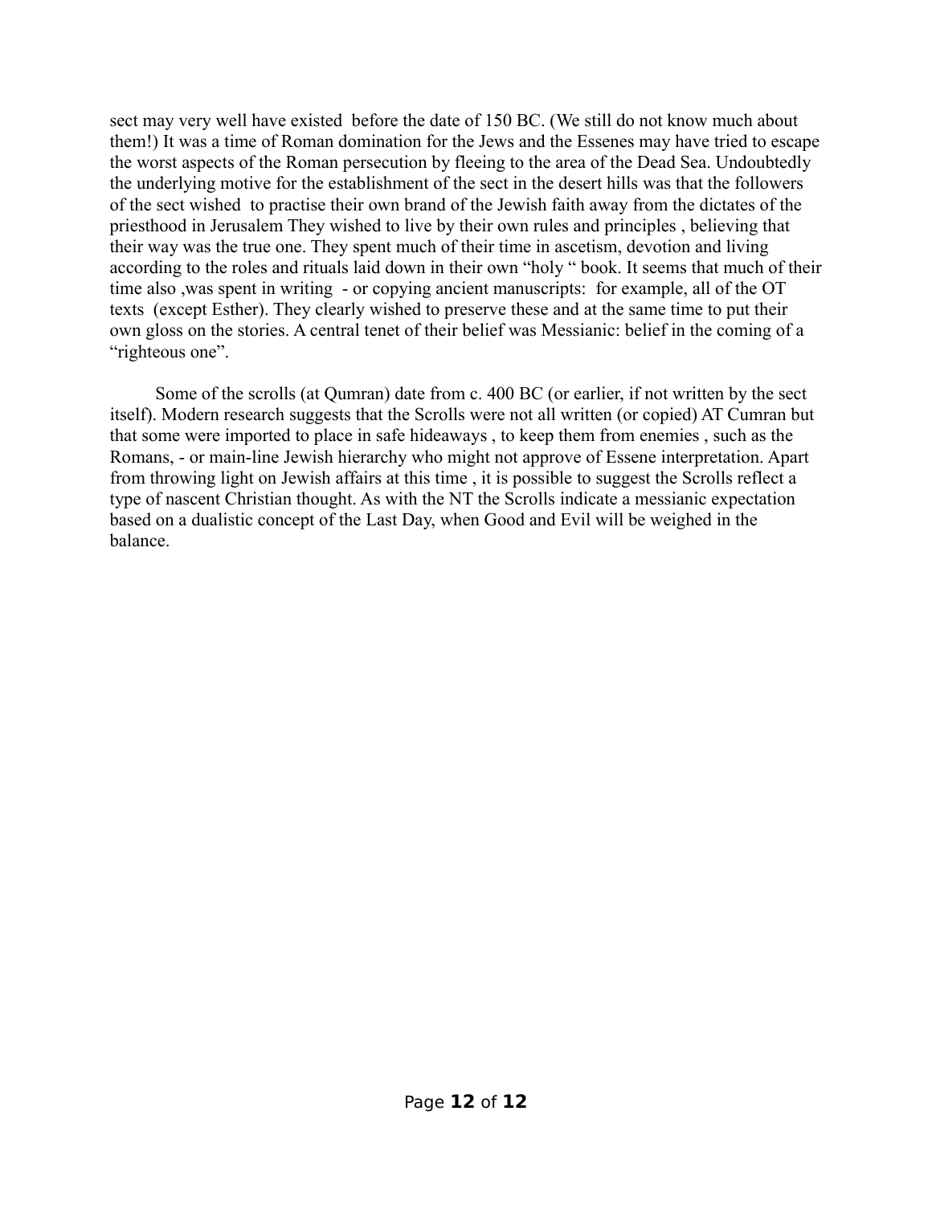sect may very well have existed before the date of 150 BC. (We still do not know much about them!) It was a time of Roman domination for the Jews and the Essenes may have tried to escape the worst aspects of the Roman persecution by fleeing to the area of the Dead Sea. Undoubtedly the underlying motive for the establishment of the sect in the desert hills was that the followers of the sect wished to practise their own brand of the Jewish faith away from the dictates of the priesthood in Jerusalem They wished to live by their own rules and principles , believing that their way was the true one. They spent much of their time in ascetism, devotion and living according to the roles and rituals laid down in their own "holy " book. It seems that much of their time also ,was spent in writing - or copying ancient manuscripts: for example, all of the OT texts (except Esther). They clearly wished to preserve these and at the same time to put their own gloss on the stories. A central tenet of their belief was Messianic: belief in the coming of a "righteous one".

Some of the scrolls (at Qumran) date from c. 400 BC (or earlier, if not written by the sect itself). Modern research suggests that the Scrolls were not all written (or copied) AT Cumran but that some were imported to place in safe hideaways , to keep them from enemies , such as the Romans, - or main-line Jewish hierarchy who might not approve of Essene interpretation. Apart from throwing light on Jewish affairs at this time , it is possible to suggest the Scrolls reflect a type of nascent Christian thought. As with the NT the Scrolls indicate a messianic expectation based on a dualistic concept of the Last Day, when Good and Evil will be weighed in the balance.